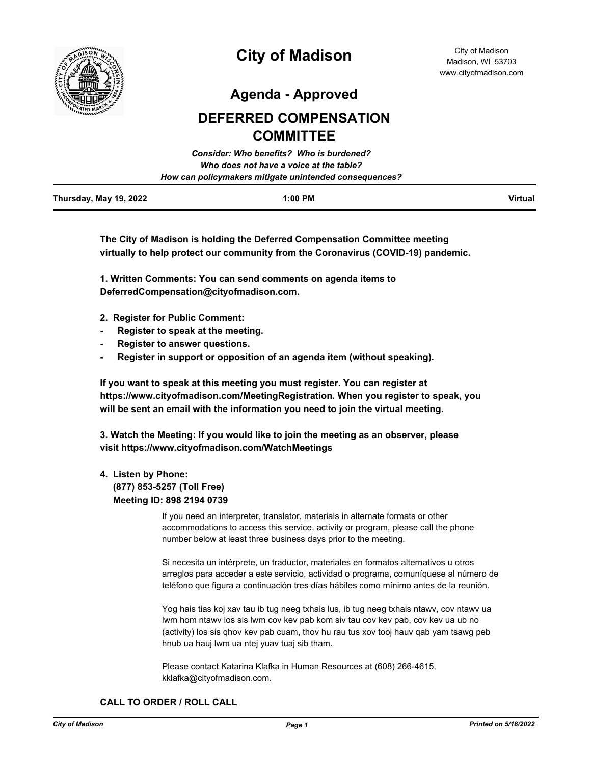# City of Madison

City of Madison
Madison, WI 53703
www.cityofmadison.com

## Agenda - Approved

## DEFERRED COMPENSATION COMMITTEE

*Consider: Who benefits? Who is burdened?*
*Who does not have a voice at the table?*
*How can policymakers mitigate unintended consequences?*

| Thursday, May 19, 2022 | 1:00 PM | Virtual |
|---|---|---|

**The City of Madison is holding the Deferred Compensation Committee meeting virtually to help protect our community from the Coronavirus (COVID-19) pandemic.**

**1. Written Comments: You can send comments on agenda items to DeferredCompensation@cityofmadison.com.**

**2. Register for Public Comment:**
- **Register to speak at the meeting.**
- **Register to answer questions.**
- **Register in support or opposition of an agenda item (without speaking).**

**If you want to speak at this meeting you must register. You can register at https://www.cityofmadison.com/MeetingRegistration. When you register to speak, you will be sent an email with the information you need to join the virtual meeting.**

**3. Watch the Meeting: If you would like to join the meeting as an observer, please visit https://www.cityofmadison.com/WatchMeetings**

**4. Listen by Phone:**
**(877) 853-5257 (Toll Free)**
**Meeting ID: 898 2194 0739**

If you need an interpreter, translator, materials in alternate formats or other accommodations to access this service, activity or program, please call the phone number below at least three business days prior to the meeting.

Si necesita un intérprete, un traductor, materiales en formatos alternativos u otros arreglos para acceder a este servicio, actividad o programa, comuníquese al número de teléfono que figura a continuación tres días hábiles como mínimo antes de la reunión.

Yog hais tias koj xav tau ib tug neeg txhais lus, ib tug neeg txhais ntawv, cov ntawv ua lwm hom ntawv los sis lwm cov kev pab kom siv tau cov kev pab, cov kev ua ub no (activity) los sis qhov kev pab cuam, thov hu rau tus xov tooj hauv qab yam tsawg peb hnub ua hauj lwm ua ntej yuav tuaj sib tham.

Please contact Katarina Klafka in Human Resources at (608) 266-4615, kklafka@cityofmadison.com.

**CALL TO ORDER / ROLL CALL**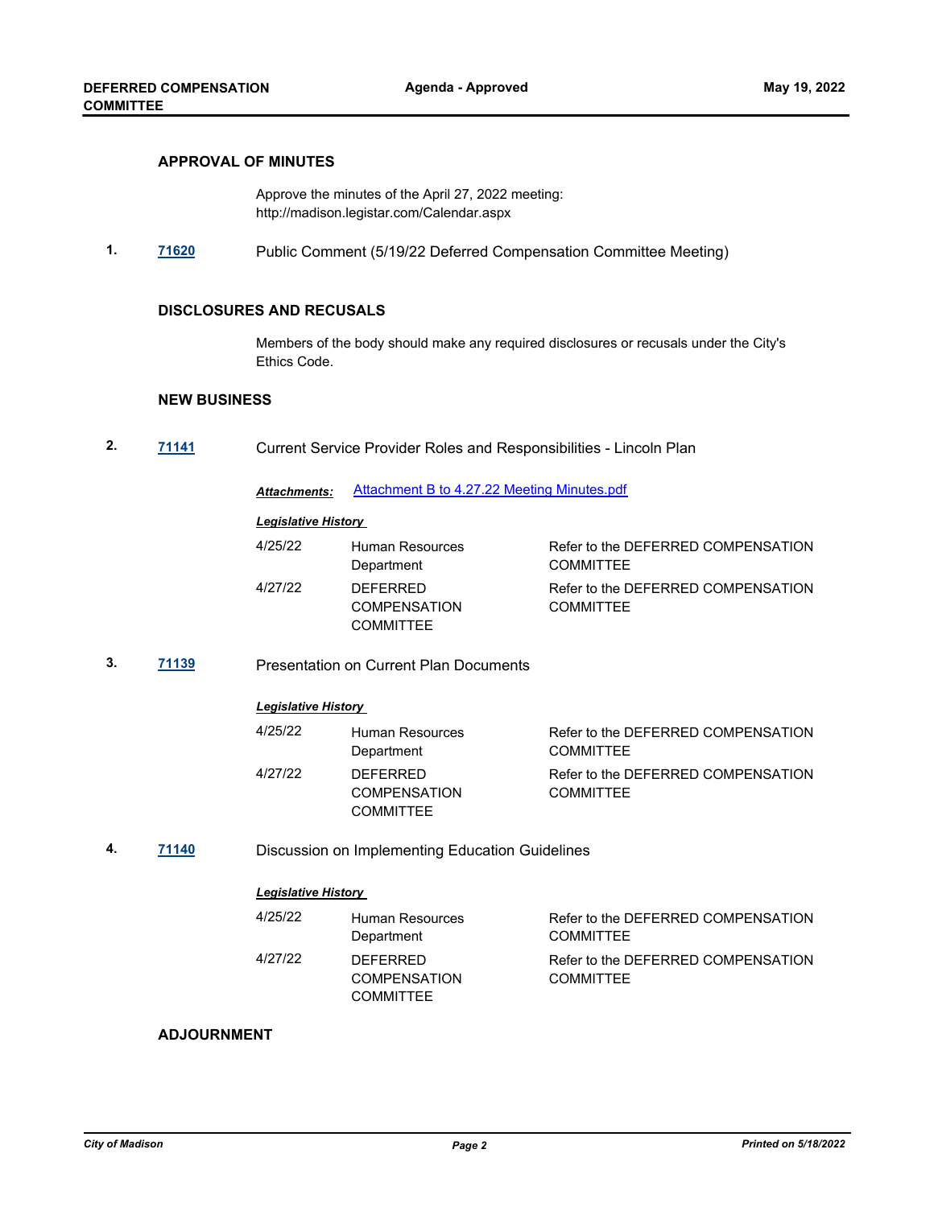## APPROVAL OF MINUTES

Approve the minutes of the April 27, 2022 meeting: http://madison.legistar.com/Calendar.aspx

**1.** **71620** Public Comment (5/19/22 Deferred Compensation Committee Meeting)

## DISCLOSURES AND RECUSALS

Members of the body should make any required disclosures or recusals under the City's Ethics Code.

## NEW BUSINESS

**2.** **71141** Current Service Provider Roles and Responsibilities - Lincoln Plan

***Attachments:*** Attachment B to 4.27.22 Meeting Minutes.pdf

***Legislative History***

| | | |
|---|---|---|
| 4/25/22 | Human Resources Department | Refer to the DEFERRED COMPENSATION COMMITTEE |
| 4/27/22 | DEFERRED COMPENSATION COMMITTEE | Refer to the DEFERRED COMPENSATION COMMITTEE |

**3.** **71139** Presentation on Current Plan Documents

***Legislative History***

| | | |
|---|---|---|
| 4/25/22 | Human Resources Department | Refer to the DEFERRED COMPENSATION COMMITTEE |
| 4/27/22 | DEFERRED COMPENSATION COMMITTEE | Refer to the DEFERRED COMPENSATION COMMITTEE |

**4.** **71140** Discussion on Implementing Education Guidelines

***Legislative History***

| | | |
|---|---|---|
| 4/25/22 | Human Resources Department | Refer to the DEFERRED COMPENSATION COMMITTEE |
| 4/27/22 | DEFERRED COMPENSATION COMMITTEE | Refer to the DEFERRED COMPENSATION COMMITTEE |

## ADJOURNMENT